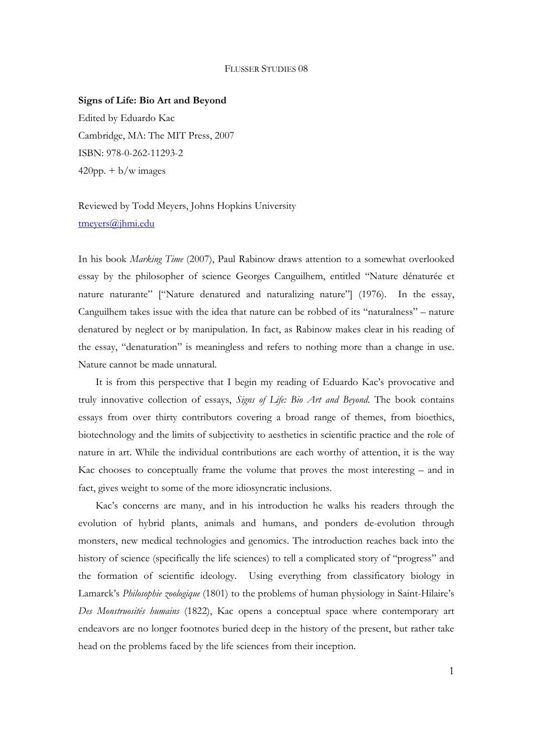**Signs of Life: Bio Art and Beyond**

Edited by Eduardo Kac

Cambridge, MA: The MIT Press, 2007

ISBN: 978-0-262-11293-2

420pp. + b/w images

Reviewed by Todd Meyers, Johns Hopkins University

tmeyers@jhmi.edu

In his book *Marking Time* (2007), Paul Rabinow draws attention to a somewhat overlooked essay by the philosopher of science Georges Canguilhem, entitled "Nature dénaturée et nature naturante" ["Nature denatured and naturalizing nature"] (1976). In the essay, Canguilhem takes issue with the idea that nature can be robbed of its "naturalness" – nature denatured by neglect or by manipulation. In fact, as Rabinow makes clear in his reading of the essay, "denaturation" is meaningless and refers to nothing more than a change in use. Nature cannot be made unnatural.

It is from this perspective that I begin my reading of Eduardo Kac's provocative and truly innovative collection of essays, *Signs of Life: Bio Art and Beyond*. The book contains essays from over thirty contributors covering a broad range of themes, from bioethics, biotechnology and the limits of subjectivity to aesthetics in scientific practice and the role of nature in art. While the individual contributions are each worthy of attention, it is the way Kac chooses to conceptually frame the volume that proves the most interesting – and in fact, gives weight to some of the more idiosyncratic inclusions.

Kac's concerns are many, and in his introduction he walks his readers through the evolution of hybrid plants, animals and humans, and ponders de-evolution through monsters, new medical technologies and genomics. The introduction reaches back into the history of science (specifically the life sciences) to tell a complicated story of "progress" and the formation of scientific ideology. Using everything from classificatory biology in Lamarck's *Philosophie zoologique* (1801) to the problems of human physiology in Saint-Hilaire's *Des Monstruosités humains* (1822), Kac opens a conceptual space where contemporary art endeavors are no longer footnotes buried deep in the history of the present, but rather take head on the problems faced by the life sciences from their inception.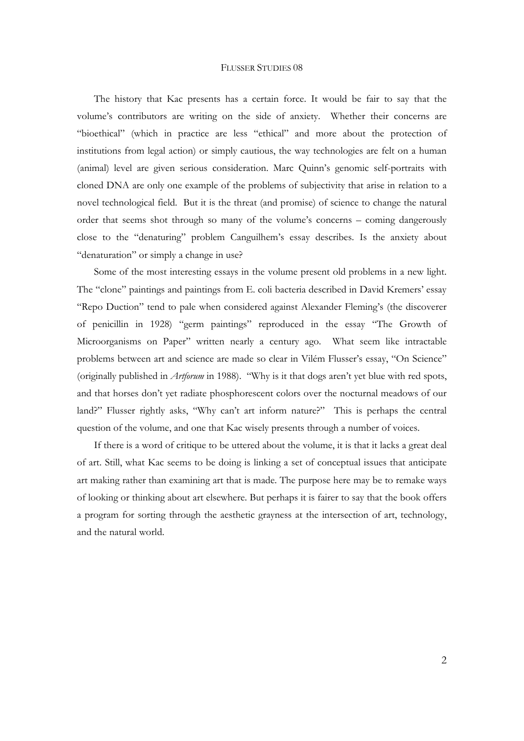The history that Kac presents has a certain force. It would be fair to say that the volume's contributors are writing on the side of anxiety. Whether their concerns are "bioethical" (which in practice are less "ethical" and more about the protection of institutions from legal action) or simply cautious, the way technologies are felt on a human (animal) level are given serious consideration. Marc Quinn's genomic self-portraits with cloned DNA are only one example of the problems of subjectivity that arise in relation to a novel technological field. But it is the threat (and promise) of science to change the natural order that seems shot through so many of the volume's concerns – coming dangerously close to the "denaturing" problem Canguilhem's essay describes. Is the anxiety about "denaturation" or simply a change in use?

Some of the most interesting essays in the volume present old problems in a new light. The "clone" paintings and paintings from E. coli bacteria described in David Kremers' essay "Repo Duction" tend to pale when considered against Alexander Fleming's (the discoverer of penicillin in 1928) "germ paintings" reproduced in the essay "The Growth of Microorganisms on Paper" written nearly a century ago. What seem like intractable problems between art and science are made so clear in Vilém Flusser's essay, "On Science" (originally published in *Artforum* in 1988). "Why is it that dogs aren't yet blue with red spots, and that horses don't yet radiate phosphorescent colors over the nocturnal meadows of our land?" Flusser rightly asks, "Why can't art inform nature?" This is perhaps the central question of the volume, and one that Kac wisely presents through a number of voices.

If there is a word of critique to be uttered about the volume, it is that it lacks a great deal of art. Still, what Kac seems to be doing is linking a set of conceptual issues that anticipate art making rather than examining art that is made. The purpose here may be to remake ways of looking or thinking about art elsewhere. But perhaps it is fairer to say that the book offers a program for sorting through the aesthetic grayness at the intersection of art, technology, and the natural world.